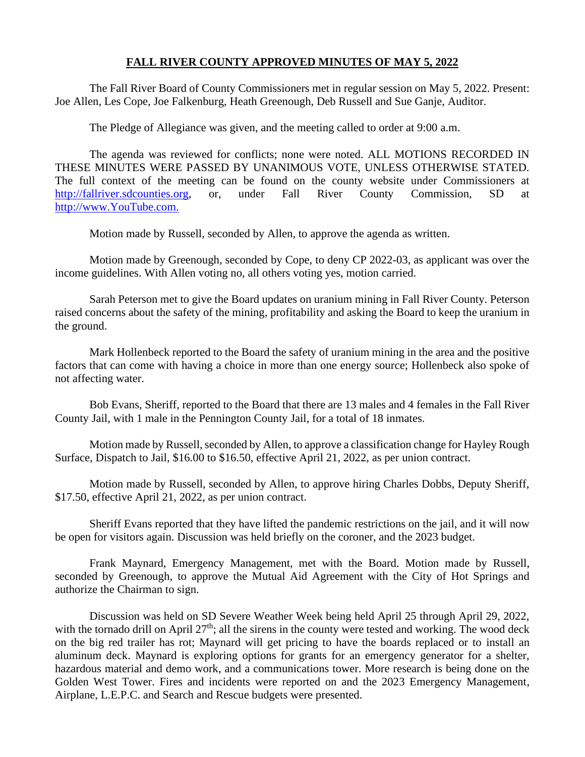# **FALL RIVER COUNTY APPROVED MINUTES OF MAY 5, 2022**

The Fall River Board of County Commissioners met in regular session on May 5, 2022. Present: Joe Allen, Les Cope, Joe Falkenburg, Heath Greenough, Deb Russell and Sue Ganje, Auditor.

The Pledge of Allegiance was given, and the meeting called to order at 9:00 a.m.

The agenda was reviewed for conflicts; none were noted. ALL MOTIONS RECORDED IN THESE MINUTES WERE PASSED BY UNANIMOUS VOTE, UNLESS OTHERWISE STATED. The full context of the meeting can be found on the county website under Commissioners at [http://fallriver.sdcounties.org](http://fallriver.sdcounties.org), or, under Fall River County Commission, SD at [http://www.YouTube.com.](http://www.YouTube.com.)

Motion made by Russell, seconded by Allen, to approve the agenda as written.

Motion made by Greenough, seconded by Cope, to deny CP 2022-03, as applicant was over the income guidelines. With Allen voting no, all others voting yes, motion carried.

Sarah Peterson met to give the Board updates on uranium mining in Fall River County. Peterson raised concerns about the safety of the mining, profitability and asking the Board to keep the uranium in the ground.

Mark Hollenbeck reported to the Board the safety of uranium mining in the area and the positive factors that can come with having a choice in more than one energy source; Hollenbeck also spoke of not affecting water.

Bob Evans, Sheriff, reported to the Board that there are 13 males and 4 females in the Fall River County Jail, with 1 male in the Pennington County Jail, for a total of 18 inmates.

Motion made by Russell, seconded by Allen, to approve a classification change for Hayley Rough Surface, Dispatch to Jail, $16.00 to $16.50, effective April 21, 2022, as per union contract.

Motion made by Russell, seconded by Allen, to approve hiring Charles Dobbs, Deputy Sheriff, $17.50, effective April 21, 2022, as per union contract.

Sheriff Evans reported that they have lifted the pandemic restrictions on the jail, and it will now be open for visitors again. Discussion was held briefly on the coroner, and the 2023 budget.

Frank Maynard, Emergency Management, met with the Board. Motion made by Russell, seconded by Greenough, to approve the Mutual Aid Agreement with the City of Hot Springs and authorize the Chairman to sign.

Discussion was held on SD Severe Weather Week being held April 25 through April 29, 2022, with the tornado drill on April 27th; all the sirens in the county were tested and working. The wood deck on the big red trailer has rot; Maynard will get pricing to have the boards replaced or to install an aluminum deck. Maynard is exploring options for grants for an emergency generator for a shelter, hazardous material and demo work, and a communications tower. More research is being done on the Golden West Tower. Fires and incidents were reported on and the 2023 Emergency Management, Airplane, L.E.P.C. and Search and Rescue budgets were presented.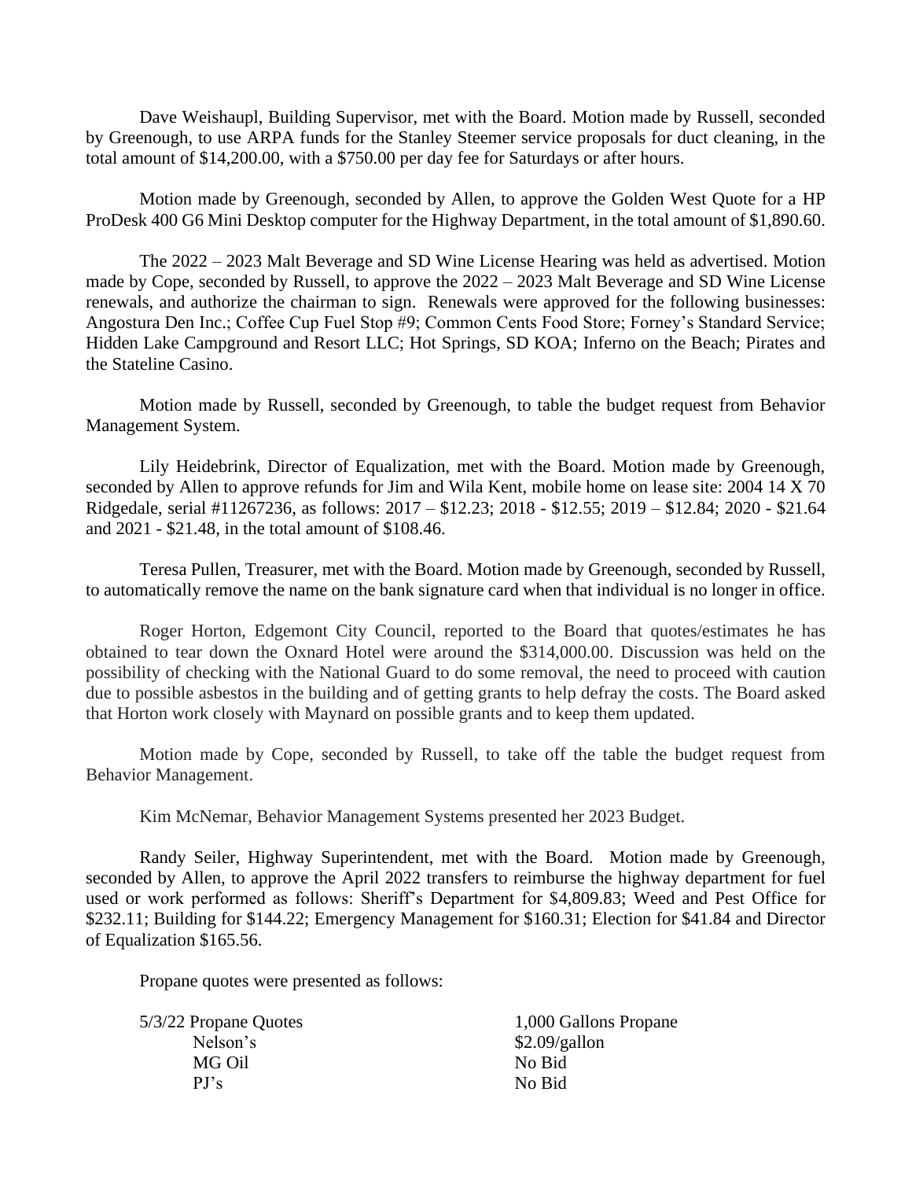Dave Weishaupl, Building Supervisor, met with the Board. Motion made by Russell, seconded by Greenough, to use ARPA funds for the Stanley Steemer service proposals for duct cleaning, in the total amount of $14,200.00, with a $750.00 per day fee for Saturdays or after hours.

Motion made by Greenough, seconded by Allen, to approve the Golden West Quote for a HP ProDesk 400 G6 Mini Desktop computer for the Highway Department, in the total amount of $1,890.60.

The 2022 – 2023 Malt Beverage and SD Wine License Hearing was held as advertised. Motion made by Cope, seconded by Russell, to approve the 2022 – 2023 Malt Beverage and SD Wine License renewals, and authorize the chairman to sign. Renewals were approved for the following businesses: Angostura Den Inc.; Coffee Cup Fuel Stop #9; Common Cents Food Store; Forney's Standard Service; Hidden Lake Campground and Resort LLC; Hot Springs, SD KOA; Inferno on the Beach; Pirates and the Stateline Casino.

Motion made by Russell, seconded by Greenough, to table the budget request from Behavior Management System.

Lily Heidebrink, Director of Equalization, met with the Board. Motion made by Greenough, seconded by Allen to approve refunds for Jim and Wila Kent, mobile home on lease site: 2004 14 X 70 Ridgedale, serial #11267236, as follows: 2017 – $12.23; 2018 - $12.55; 2019 – $12.84; 2020 - $21.64 and 2021 - $21.48, in the total amount of $108.46.

Teresa Pullen, Treasurer, met with the Board. Motion made by Greenough, seconded by Russell, to automatically remove the name on the bank signature card when that individual is no longer in office.

Roger Horton, Edgemont City Council, reported to the Board that quotes/estimates he has obtained to tear down the Oxnard Hotel were around the $314,000.00. Discussion was held on the possibility of checking with the National Guard to do some removal, the need to proceed with caution due to possible asbestos in the building and of getting grants to help defray the costs. The Board asked that Horton work closely with Maynard on possible grants and to keep them updated.

Motion made by Cope, seconded by Russell, to take off the table the budget request from Behavior Management.

Kim McNemar, Behavior Management Systems presented her 2023 Budget.

Randy Seiler, Highway Superintendent, met with the Board. Motion made by Greenough, seconded by Allen, to approve the April 2022 transfers to reimburse the highway department for fuel used or work performed as follows: Sheriff's Department for $4,809.83; Weed and Pest Office for $232.11; Building for $144.22; Emergency Management for $160.31; Election for $41.84 and Director of Equalization $165.56.

Propane quotes were presented as follows:

| 5/3/22 Propane Quotes | 1,000 Gallons Propane |
|---|---|
| Nelson's | $2.09/gallon |
| MG Oil | No Bid |
| PJ's | No Bid |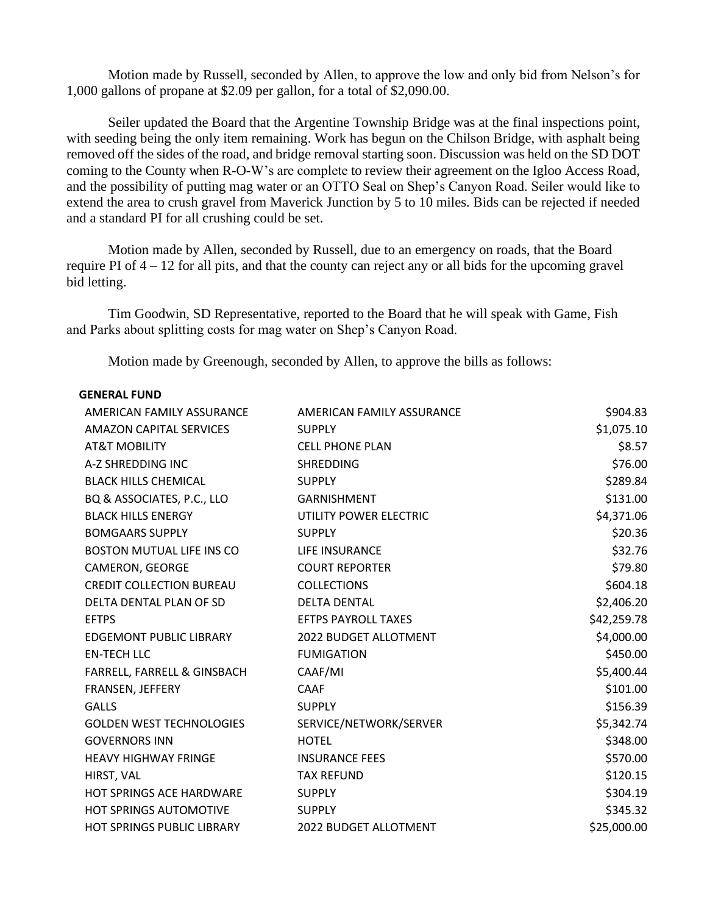Motion made by Russell, seconded by Allen, to approve the low and only bid from Nelson's for 1,000 gallons of propane at $2.09 per gallon, for a total of $2,090.00.

Seiler updated the Board that the Argentine Township Bridge was at the final inspections point, with seeding being the only item remaining. Work has begun on the Chilson Bridge, with asphalt being removed off the sides of the road, and bridge removal starting soon. Discussion was held on the SD DOT coming to the County when R-O-W's are complete to review their agreement on the Igloo Access Road, and the possibility of putting mag water or an OTTO Seal on Shep's Canyon Road. Seiler would like to extend the area to crush gravel from Maverick Junction by 5 to 10 miles. Bids can be rejected if needed and a standard PI for all crushing could be set.

Motion made by Allen, seconded by Russell, due to an emergency on roads, that the Board require PI of 4 – 12 for all pits, and that the county can reject any or all bids for the upcoming gravel bid letting.

Tim Goodwin, SD Representative, reported to the Board that he will speak with Game, Fish and Parks about splitting costs for mag water on Shep's Canyon Road.

Motion made by Greenough, seconded by Allen, to approve the bills as follows:

**GENERAL FUND**

| | | |
|---|---|---:|
| AMERICAN FAMILY ASSURANCE | AMERICAN FAMILY ASSURANCE | $904.83 |
| AMAZON CAPITAL SERVICES | SUPPLY | $1,075.10 |
| AT&T MOBILITY | CELL PHONE PLAN | $8.57 |
| A-Z SHREDDING INC | SHREDDING | $76.00 |
| BLACK HILLS CHEMICAL | SUPPLY | $289.84 |
| BQ & ASSOCIATES, P.C., LLO | GARNISHMENT | $131.00 |
| BLACK HILLS ENERGY | UTILITY POWER ELECTRIC | $4,371.06 |
| BOMGAARS SUPPLY | SUPPLY | $20.36 |
| BOSTON MUTUAL LIFE INS CO | LIFE INSURANCE | $32.76 |
| CAMERON, GEORGE | COURT REPORTER | $79.80 |
| CREDIT COLLECTION BUREAU | COLLECTIONS | $604.18 |
| DELTA DENTAL PLAN OF SD | DELTA DENTAL | $2,406.20 |
| EFTPS | EFTPS PAYROLL TAXES | $42,259.78 |
| EDGEMONT PUBLIC LIBRARY | 2022 BUDGET ALLOTMENT | $4,000.00 |
| EN-TECH LLC | FUMIGATION | $450.00 |
| FARRELL, FARRELL & GINSBACH | CAAF/MI | $5,400.44 |
| FRANSEN, JEFFERY | CAAF | $101.00 |
| GALLS | SUPPLY | $156.39 |
| GOLDEN WEST TECHNOLOGIES | SERVICE/NETWORK/SERVER | $5,342.74 |
| GOVERNORS INN | HOTEL | $348.00 |
| HEAVY HIGHWAY FRINGE | INSURANCE FEES | $570.00 |
| HIRST, VAL | TAX REFUND | $120.15 |
| HOT SPRINGS ACE HARDWARE | SUPPLY | $304.19 |
| HOT SPRINGS AUTOMOTIVE | SUPPLY | $345.32 |
| HOT SPRINGS PUBLIC LIBRARY | 2022 BUDGET ALLOTMENT | $25,000.00 |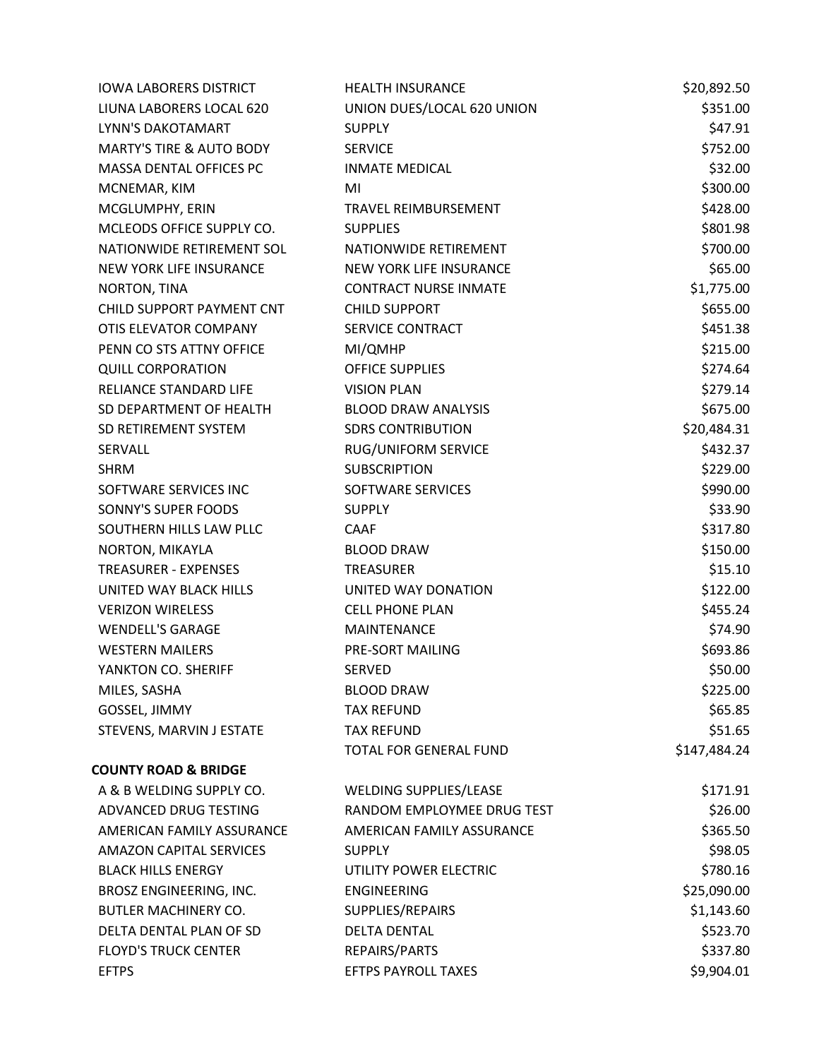| | | |
|---|---|---|
| IOWA LABORERS DISTRICT | HEALTH INSURANCE | $20,892.50 |
| LIUNA LABORERS LOCAL 620 | UNION DUES/LOCAL 620 UNION | $351.00 |
| LYNN'S DAKOTAMART | SUPPLY | $47.91 |
| MARTY'S TIRE & AUTO BODY | SERVICE | $752.00 |
| MASSA DENTAL OFFICES PC | INMATE MEDICAL | $32.00 |
| MCNEMAR, KIM | MI | $300.00 |
| MCGLUMPHY, ERIN | TRAVEL REIMBURSEMENT | $428.00 |
| MCLEODS OFFICE SUPPLY CO. | SUPPLIES | $801.98 |
| NATIONWIDE RETIREMENT SOL | NATIONWIDE RETIREMENT | $700.00 |
| NEW YORK LIFE INSURANCE | NEW YORK LIFE INSURANCE | $65.00 |
| NORTON, TINA | CONTRACT NURSE INMATE | $1,775.00 |
| CHILD SUPPORT PAYMENT CNT | CHILD SUPPORT | $655.00 |
| OTIS ELEVATOR COMPANY | SERVICE CONTRACT | $451.38 |
| PENN CO STS ATTNY OFFICE | MI/QMHP | $215.00 |
| QUILL CORPORATION | OFFICE SUPPLIES | $274.64 |
| RELIANCE STANDARD LIFE | VISION PLAN | $279.14 |
| SD DEPARTMENT OF HEALTH | BLOOD DRAW ANALYSIS | $675.00 |
| SD RETIREMENT SYSTEM | SDRS CONTRIBUTION | $20,484.31 |
| SERVALL | RUG/UNIFORM SERVICE | $432.37 |
| SHRM | SUBSCRIPTION | $229.00 |
| SOFTWARE SERVICES INC | SOFTWARE SERVICES | $990.00 |
| SONNY'S SUPER FOODS | SUPPLY | $33.90 |
| SOUTHERN HILLS LAW PLLC | CAAF | $317.80 |
| NORTON, MIKAYLA | BLOOD DRAW | $150.00 |
| TREASURER - EXPENSES | TREASURER | $15.10 |
| UNITED WAY BLACK HILLS | UNITED WAY DONATION | $122.00 |
| VERIZON WIRELESS | CELL PHONE PLAN | $455.24 |
| WENDELL'S GARAGE | MAINTENANCE | $74.90 |
| WESTERN MAILERS | PRE-SORT MAILING | $693.86 |
| YANKTON CO. SHERIFF | SERVED | $50.00 |
| MILES, SASHA | BLOOD DRAW | $225.00 |
| GOSSEL, JIMMY | TAX REFUND | $65.85 |
| STEVENS, MARVIN J ESTATE | TAX REFUND | $51.65 |
| | TOTAL FOR GENERAL FUND | $147,484.24 |

**COUNTY ROAD & BRIDGE**

| | | |
|---|---|---|
| A & B WELDING SUPPLY CO. | WELDING SUPPLIES/LEASE | $171.91 |
| ADVANCED DRUG TESTING | RANDOM EMPLOYMEE DRUG TEST | $26.00 |
| AMERICAN FAMILY ASSURANCE | AMERICAN FAMILY ASSURANCE | $365.50 |
| AMAZON CAPITAL SERVICES | SUPPLY | $98.05 |
| BLACK HILLS ENERGY | UTILITY POWER ELECTRIC | $780.16 |
| BROSZ ENGINEERING, INC. | ENGINEERING | $25,090.00 |
| BUTLER MACHINERY CO. | SUPPLIES/REPAIRS | $1,143.60 |
| DELTA DENTAL PLAN OF SD | DELTA DENTAL | $523.70 |
| FLOYD'S TRUCK CENTER | REPAIRS/PARTS | $337.80 |
| EFTPS | EFTPS PAYROLL TAXES | $9,904.01 |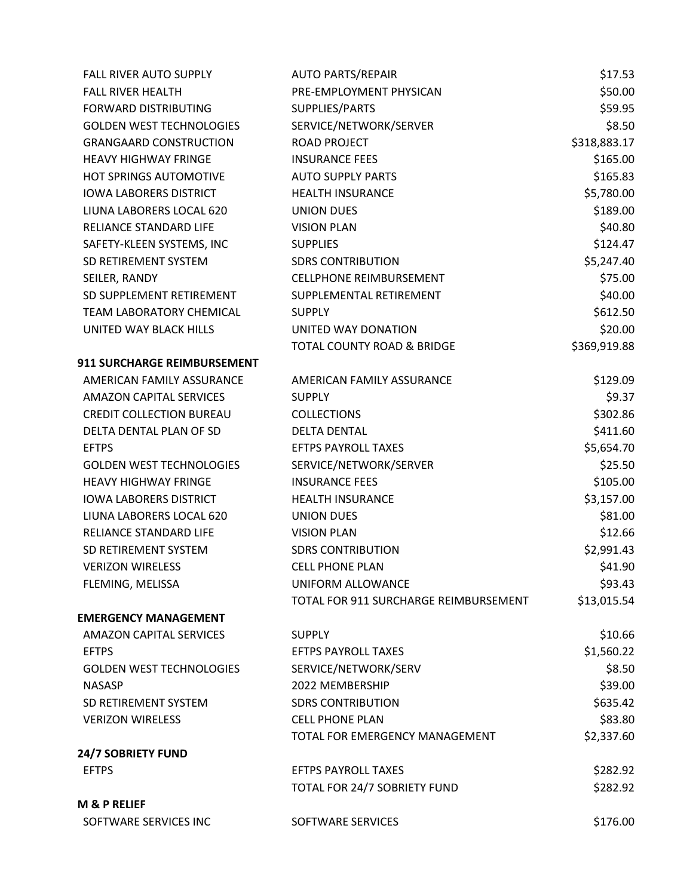| | | |
|---|---|---|
| FALL RIVER AUTO SUPPLY | AUTO PARTS/REPAIR | $17.53 |
| FALL RIVER HEALTH | PRE-EMPLOYMENT PHYSICAN | $50.00 |
| FORWARD DISTRIBUTING | SUPPLIES/PARTS | $59.95 |
| GOLDEN WEST TECHNOLOGIES | SERVICE/NETWORK/SERVER | $8.50 |
| GRANGAARD CONSTRUCTION | ROAD PROJECT | $318,883.17 |
| HEAVY HIGHWAY FRINGE | INSURANCE FEES | $165.00 |
| HOT SPRINGS AUTOMOTIVE | AUTO SUPPLY PARTS | $165.83 |
| IOWA LABORERS DISTRICT | HEALTH INSURANCE | $5,780.00 |
| LIUNA LABORERS LOCAL 620 | UNION DUES | $189.00 |
| RELIANCE STANDARD LIFE | VISION PLAN | $40.80 |
| SAFETY-KLEEN SYSTEMS, INC | SUPPLIES | $124.47 |
| SD RETIREMENT SYSTEM | SDRS CONTRIBUTION | $5,247.40 |
| SEILER, RANDY | CELLPHONE REIMBURSEMENT | $75.00 |
| SD SUPPLEMENT RETIREMENT | SUPPLEMENTAL RETIREMENT | $40.00 |
| TEAM LABORATORY CHEMICAL | SUPPLY | $612.50 |
| UNITED WAY BLACK HILLS | UNITED WAY DONATION | $20.00 |
| | TOTAL COUNTY ROAD & BRIDGE | $369,919.88 |
| **911 SURCHARGE REIMBURSEMENT** | | |
| AMERICAN FAMILY ASSURANCE | AMERICAN FAMILY ASSURANCE | $129.09 |
| AMAZON CAPITAL SERVICES | SUPPLY | $9.37 |
| CREDIT COLLECTION BUREAU | COLLECTIONS | $302.86 |
| DELTA DENTAL PLAN OF SD | DELTA DENTAL | $411.60 |
| EFTPS | EFTPS PAYROLL TAXES | $5,654.70 |
| GOLDEN WEST TECHNOLOGIES | SERVICE/NETWORK/SERVER | $25.50 |
| HEAVY HIGHWAY FRINGE | INSURANCE FEES | $105.00 |
| IOWA LABORERS DISTRICT | HEALTH INSURANCE | $3,157.00 |
| LIUNA LABORERS LOCAL 620 | UNION DUES | $81.00 |
| RELIANCE STANDARD LIFE | VISION PLAN | $12.66 |
| SD RETIREMENT SYSTEM | SDRS CONTRIBUTION | $2,991.43 |
| VERIZON WIRELESS | CELL PHONE PLAN | $41.90 |
| FLEMING, MELISSA | UNIFORM ALLOWANCE | $93.43 |
| | TOTAL FOR 911 SURCHARGE REIMBURSEMENT | $13,015.54 |
| **EMERGENCY MANAGEMENT** | | |
| AMAZON CAPITAL SERVICES | SUPPLY | $10.66 |
| EFTPS | EFTPS PAYROLL TAXES | $1,560.22 |
| GOLDEN WEST TECHNOLOGIES | SERVICE/NETWORK/SERV | $8.50 |
| NASASP | 2022 MEMBERSHIP | $39.00 |
| SD RETIREMENT SYSTEM | SDRS CONTRIBUTION | $635.42 |
| VERIZON WIRELESS | CELL PHONE PLAN | $83.80 |
| | TOTAL FOR EMERGENCY MANAGEMENT | $2,337.60 |
| **24/7 SOBRIETY FUND** | | |
| EFTPS | EFTPS PAYROLL TAXES | $282.92 |
| | TOTAL FOR 24/7 SOBRIETY FUND | $282.92 |
| **M & P RELIEF** | | |
| SOFTWARE SERVICES INC | SOFTWARE SERVICES | $176.00 |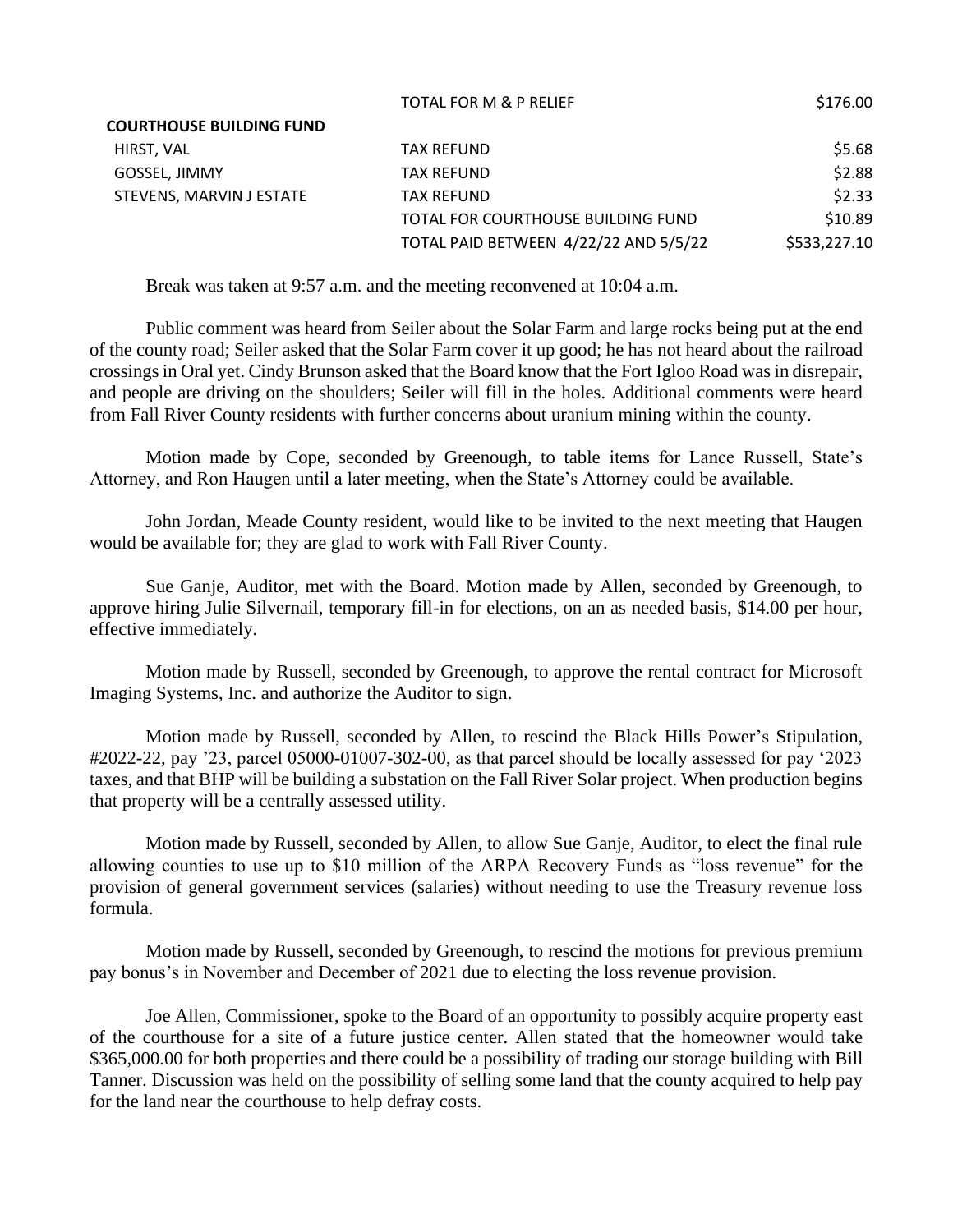| | | |
|---|---|---|
| | TOTAL FOR M & P RELIEF | $176.00 |
| **COURTHOUSE BUILDING FUND** | | |
| HIRST, VAL | TAX REFUND | $5.68 |
| GOSSEL, JIMMY | TAX REFUND | $2.88 |
| STEVENS, MARVIN J ESTATE | TAX REFUND | $2.33 |
| | TOTAL FOR COURTHOUSE BUILDING FUND | $10.89 |
| | TOTAL PAID BETWEEN 4/22/22 AND 5/5/22 | $533,227.10 |

Break was taken at 9:57 a.m. and the meeting reconvened at 10:04 a.m.

Public comment was heard from Seiler about the Solar Farm and large rocks being put at the end of the county road; Seiler asked that the Solar Farm cover it up good; he has not heard about the railroad crossings in Oral yet. Cindy Brunson asked that the Board know that the Fort Igloo Road was in disrepair, and people are driving on the shoulders; Seiler will fill in the holes. Additional comments were heard from Fall River County residents with further concerns about uranium mining within the county.

Motion made by Cope, seconded by Greenough, to table items for Lance Russell, State's Attorney, and Ron Haugen until a later meeting, when the State's Attorney could be available.

John Jordan, Meade County resident, would like to be invited to the next meeting that Haugen would be available for; they are glad to work with Fall River County.

Sue Ganje, Auditor, met with the Board. Motion made by Allen, seconded by Greenough, to approve hiring Julie Silvernail, temporary fill-in for elections, on an as needed basis, $14.00 per hour, effective immediately.

Motion made by Russell, seconded by Greenough, to approve the rental contract for Microsoft Imaging Systems, Inc. and authorize the Auditor to sign.

Motion made by Russell, seconded by Allen, to rescind the Black Hills Power's Stipulation, #2022-22, pay '23, parcel 05000-01007-302-00, as that parcel should be locally assessed for pay '2023 taxes, and that BHP will be building a substation on the Fall River Solar project. When production begins that property will be a centrally assessed utility.

Motion made by Russell, seconded by Allen, to allow Sue Ganje, Auditor, to elect the final rule allowing counties to use up to $10 million of the ARPA Recovery Funds as "loss revenue" for the provision of general government services (salaries) without needing to use the Treasury revenue loss formula.

Motion made by Russell, seconded by Greenough, to rescind the motions for previous premium pay bonus's in November and December of 2021 due to electing the loss revenue provision.

Joe Allen, Commissioner, spoke to the Board of an opportunity to possibly acquire property east of the courthouse for a site of a future justice center. Allen stated that the homeowner would take $365,000.00 for both properties and there could be a possibility of trading our storage building with Bill Tanner. Discussion was held on the possibility of selling some land that the county acquired to help pay for the land near the courthouse to help defray costs.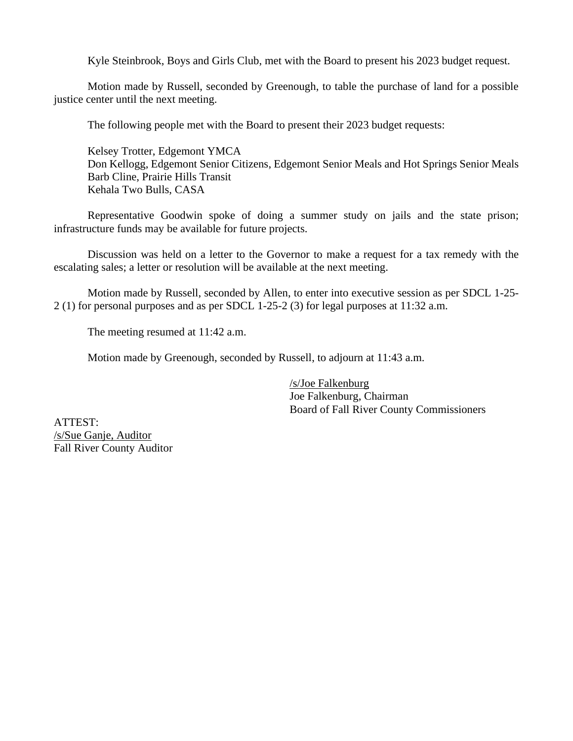Kyle Steinbrook, Boys and Girls Club, met with the Board to present his 2023 budget request.

Motion made by Russell, seconded by Greenough, to table the purchase of land for a possible justice center until the next meeting.

The following people met with the Board to present their 2023 budget requests:

Kelsey Trotter, Edgemont YMCA
Don Kellogg, Edgemont Senior Citizens, Edgemont Senior Meals and Hot Springs Senior Meals
Barb Cline, Prairie Hills Transit
Kehala Two Bulls, CASA

Representative Goodwin spoke of doing a summer study on jails and the state prison; infrastructure funds may be available for future projects.

Discussion was held on a letter to the Governor to make a request for a tax remedy with the escalating sales; a letter or resolution will be available at the next meeting.

Motion made by Russell, seconded by Allen, to enter into executive session as per SDCL 1-25-2 (1) for personal purposes and as per SDCL 1-25-2 (3) for legal purposes at 11:32 a.m.

The meeting resumed at 11:42 a.m.

Motion made by Greenough, seconded by Russell, to adjourn at 11:43 a.m.

/s/Joe Falkenburg
Joe Falkenburg, Chairman
Board of Fall River County Commissioners

ATTEST:
/s/Sue Ganje, Auditor
Fall River County Auditor